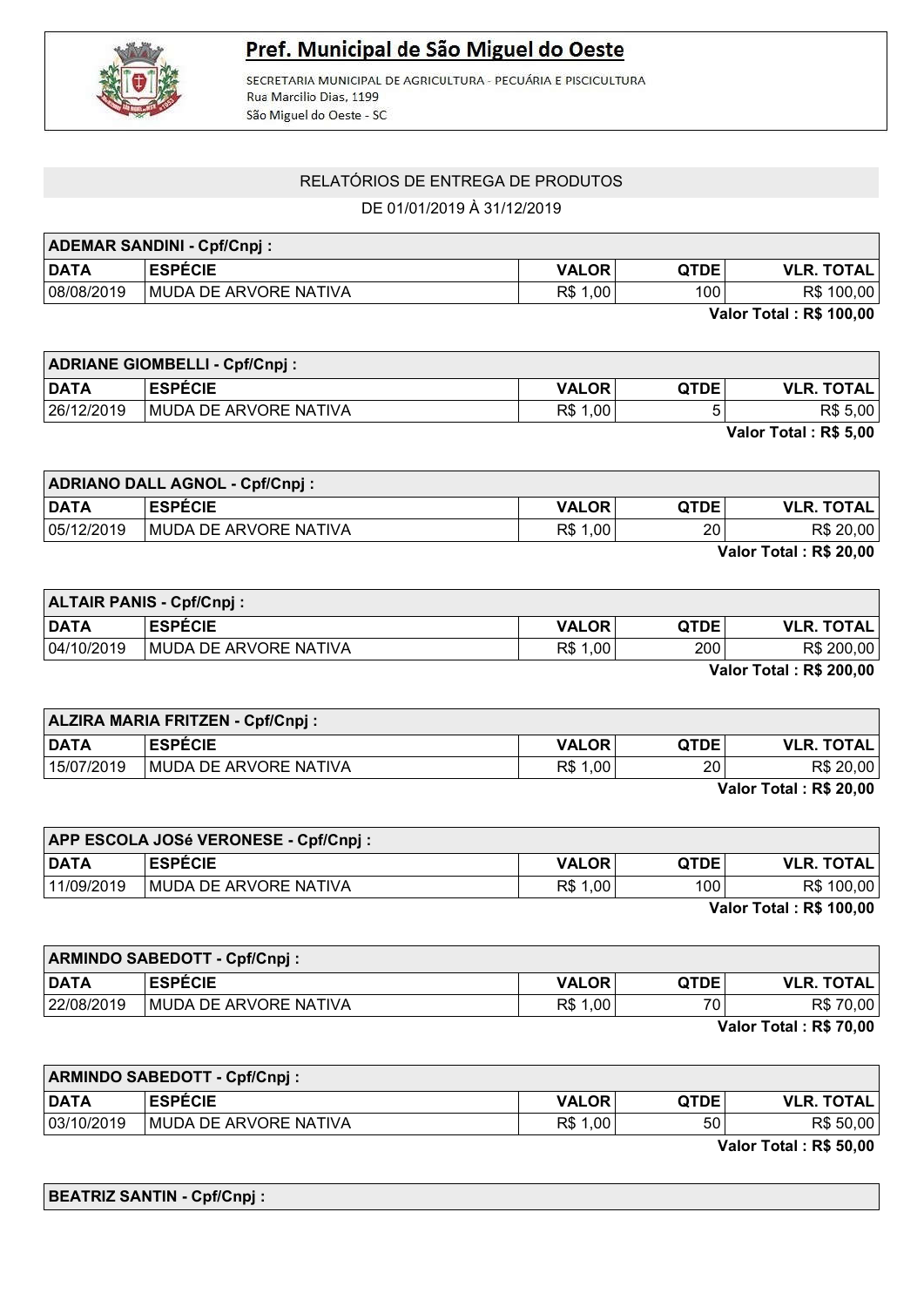# Pref. Municipal de São Miguel do Oeste

SECRETARIA MUNICIPAL DE AGRICULTURA - PECUÁRIA E PISCICULTURA
Rua Marcilio Dias, 1199
São Miguel do Oeste - SC

## RELATÓRIOS DE ENTREGA DE PRODUTOS

DE 01/01/2019 À 31/12/2019

**ADEMAR SANDINI - Cpf/Cnpj :**

| DATA | ESPÉCIE | VALOR | QTDE | VLR. TOTAL |
|---|---|---|---|---|
| 08/08/2019 | MUDA DE ARVORE NATIVA | R$ 1,00 | 100 | R$ 100,00 |

**Valor Total : R$ 100,00**

**ADRIANE GIOMBELLI - Cpf/Cnpj :**

| DATA | ESPÉCIE | VALOR | QTDE | VLR. TOTAL |
|---|---|---|---|---|
| 26/12/2019 | MUDA DE ARVORE NATIVA | R$ 1,00 | 5 | R$ 5,00 |

**Valor Total : R$ 5,00**

**ADRIANO DALL AGNOL - Cpf/Cnpj :**

| DATA | ESPÉCIE | VALOR | QTDE | VLR. TOTAL |
|---|---|---|---|---|
| 05/12/2019 | MUDA DE ARVORE NATIVA | R$ 1,00 | 20 | R$ 20,00 |

**Valor Total : R$ 20,00**

**ALTAIR PANIS - Cpf/Cnpj :**

| DATA | ESPÉCIE | VALOR | QTDE | VLR. TOTAL |
|---|---|---|---|---|
| 04/10/2019 | MUDA DE ARVORE NATIVA | R$ 1,00 | 200 | R$ 200,00 |

**Valor Total : R$ 200,00**

**ALZIRA MARIA FRITZEN - Cpf/Cnpj :**

| DATA | ESPÉCIE | VALOR | QTDE | VLR. TOTAL |
|---|---|---|---|---|
| 15/07/2019 | MUDA DE ARVORE NATIVA | R$ 1,00 | 20 | R$ 20,00 |

**Valor Total : R$ 20,00**

**APP ESCOLA JOSé VERONESE - Cpf/Cnpj :**

| DATA | ESPÉCIE | VALOR | QTDE | VLR. TOTAL |
|---|---|---|---|---|
| 11/09/2019 | MUDA DE ARVORE NATIVA | R$ 1,00 | 100 | R$ 100,00 |

**Valor Total : R$ 100,00**

**ARMINDO SABEDOTT - Cpf/Cnpj :**

| DATA | ESPÉCIE | VALOR | QTDE | VLR. TOTAL |
|---|---|---|---|---|
| 22/08/2019 | MUDA DE ARVORE NATIVA | R$ 1,00 | 70 | R$ 70,00 |

**Valor Total : R$ 70,00**

**ARMINDO SABEDOTT - Cpf/Cnpj :**

| DATA | ESPÉCIE | VALOR | QTDE | VLR. TOTAL |
|---|---|---|---|---|
| 03/10/2019 | MUDA DE ARVORE NATIVA | R$ 1,00 | 50 | R$ 50,00 |

**Valor Total : R$ 50,00**

**BEATRIZ SANTIN - Cpf/Cnpj :**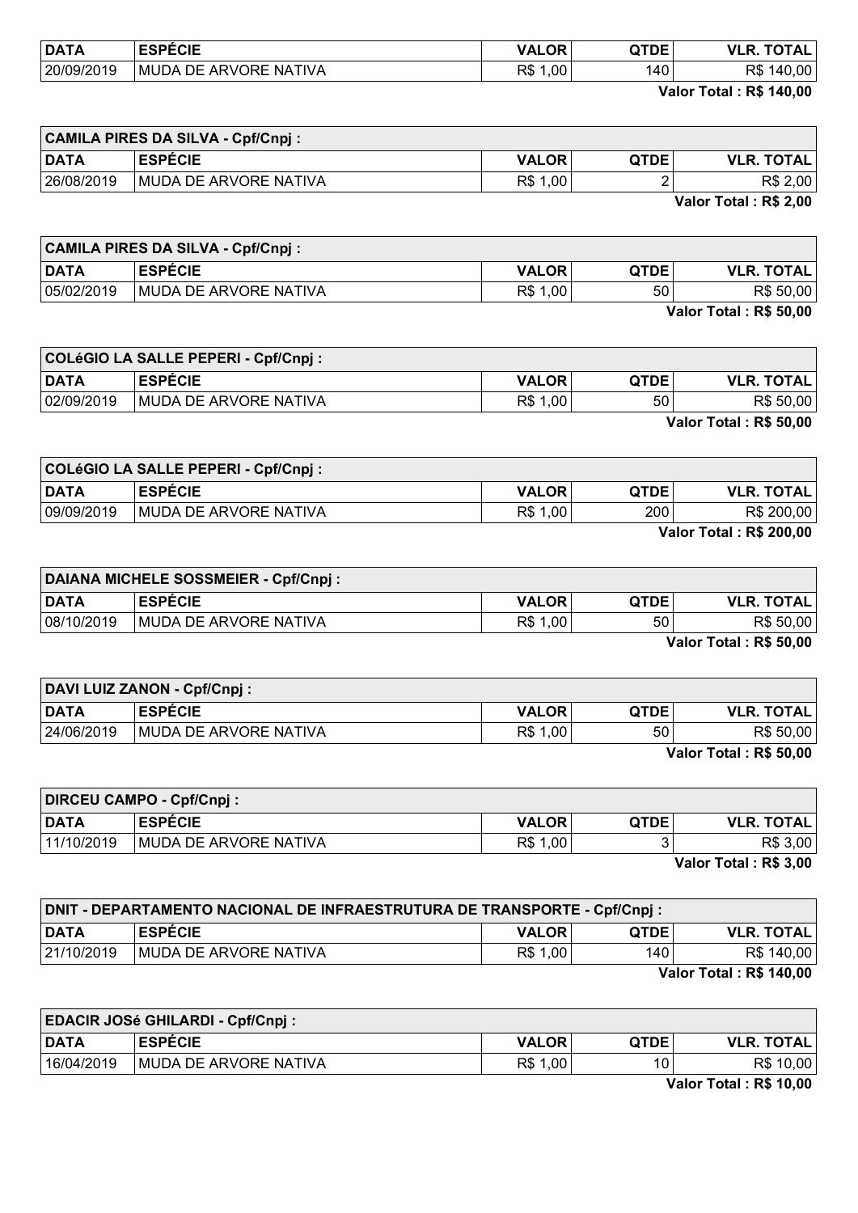| DATA | ESPÉCIE | VALOR | QTDE | VLR. TOTAL |
|---|---|---|---|---|
| 20/09/2019 | MUDA DE ARVORE NATIVA | R$ 1,00 | 140 | R$ 140,00 |

**Valor Total : R$ 140,00**

| CAMILA PIRES DA SILVA - Cpf/Cnpj : | | | | |
|---|---|---|---|---|
| **DATA** | **ESPÉCIE** | **VALOR** | **QTDE** | **VLR. TOTAL** |
| 26/08/2019 | MUDA DE ARVORE NATIVA | R$ 1,00 | 2 | R$ 2,00 |

**Valor Total : R$ 2,00**

| CAMILA PIRES DA SILVA - Cpf/Cnpj : | | | | |
|---|---|---|---|---|
| **DATA** | **ESPÉCIE** | **VALOR** | **QTDE** | **VLR. TOTAL** |
| 05/02/2019 | MUDA DE ARVORE NATIVA | R$ 1,00 | 50 | R$ 50,00 |

**Valor Total : R$ 50,00**

| COLéGIO LA SALLE PEPERI - Cpf/Cnpj : | | | | |
|---|---|---|---|---|
| **DATA** | **ESPÉCIE** | **VALOR** | **QTDE** | **VLR. TOTAL** |
| 02/09/2019 | MUDA DE ARVORE NATIVA | R$ 1,00 | 50 | R$ 50,00 |

**Valor Total : R$ 50,00**

| COLéGIO LA SALLE PEPERI - Cpf/Cnpj : | | | | |
|---|---|---|---|---|
| **DATA** | **ESPÉCIE** | **VALOR** | **QTDE** | **VLR. TOTAL** |
| 09/09/2019 | MUDA DE ARVORE NATIVA | R$ 1,00 | 200 | R$ 200,00 |

**Valor Total : R$ 200,00**

| DAIANA MICHELE SOSSMEIER - Cpf/Cnpj : | | | | |
|---|---|---|---|---|
| **DATA** | **ESPÉCIE** | **VALOR** | **QTDE** | **VLR. TOTAL** |
| 08/10/2019 | MUDA DE ARVORE NATIVA | R$ 1,00 | 50 | R$ 50,00 |

**Valor Total : R$ 50,00**

| DAVI LUIZ ZANON - Cpf/Cnpj : | | | | |
|---|---|---|---|---|
| **DATA** | **ESPÉCIE** | **VALOR** | **QTDE** | **VLR. TOTAL** |
| 24/06/2019 | MUDA DE ARVORE NATIVA | R$ 1,00 | 50 | R$ 50,00 |

**Valor Total : R$ 50,00**

| DIRCEU CAMPO - Cpf/Cnpj : | | | | |
|---|---|---|---|---|
| **DATA** | **ESPÉCIE** | **VALOR** | **QTDE** | **VLR. TOTAL** |
| 11/10/2019 | MUDA DE ARVORE NATIVA | R$ 1,00 | 3 | R$ 3,00 |

**Valor Total : R$ 3,00**

| DNIT - DEPARTAMENTO NACIONAL DE INFRAESTRUTURA DE TRANSPORTE - Cpf/Cnpj : | | | | |
|---|---|---|---|---|
| **DATA** | **ESPÉCIE** | **VALOR** | **QTDE** | **VLR. TOTAL** |
| 21/10/2019 | MUDA DE ARVORE NATIVA | R$ 1,00 | 140 | R$ 140,00 |

**Valor Total : R$ 140,00**

| EDACIR JOSé GHILARDI - Cpf/Cnpj : | | | | |
|---|---|---|---|---|
| **DATA** | **ESPÉCIE** | **VALOR** | **QTDE** | **VLR. TOTAL** |
| 16/04/2019 | MUDA DE ARVORE NATIVA | R$ 1,00 | 10 | R$ 10,00 |

**Valor Total : R$ 10,00**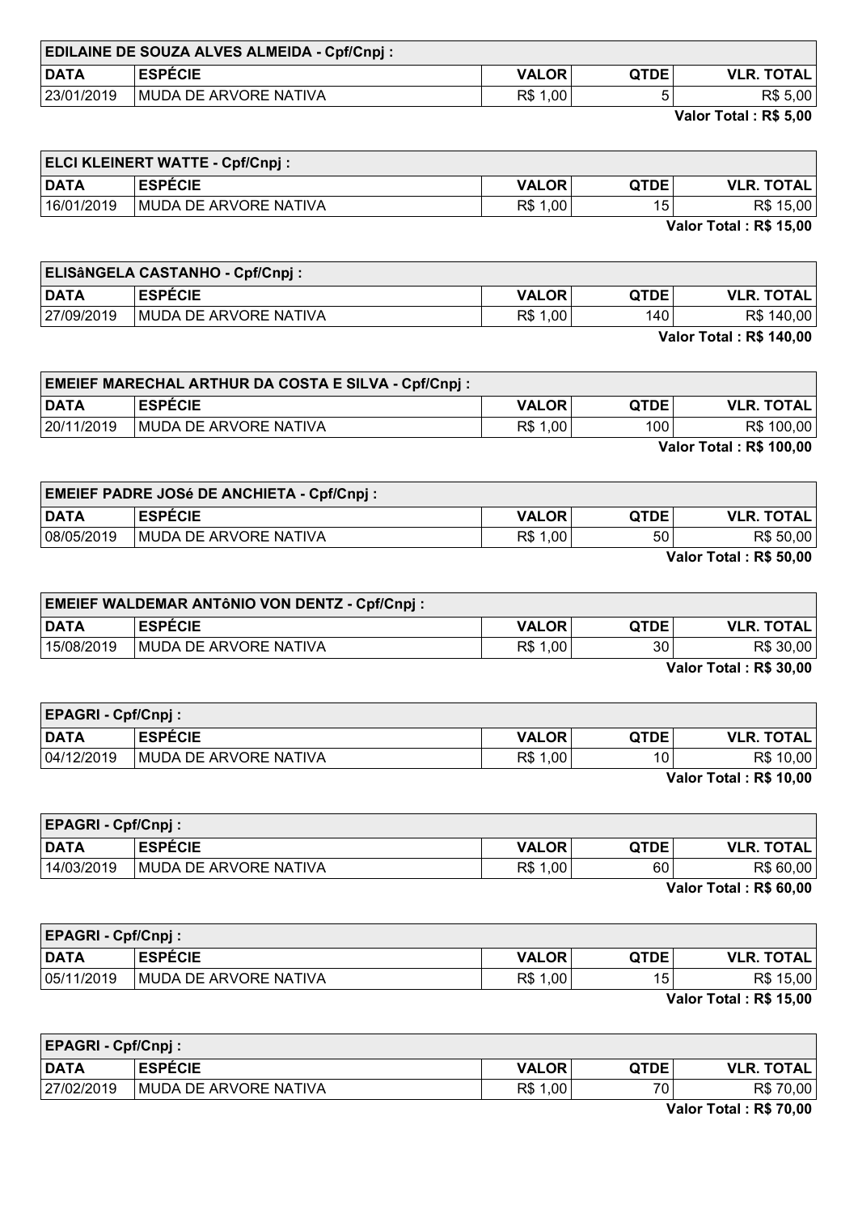| EDILAINE DE SOUZA ALVES ALMEIDA - Cpf/Cnpj : | | | | |
|---|---|---|---|---|
| **DATA** | **ESPÉCIE** | **VALOR** | **QTDE** | **VLR. TOTAL** |
| 23/01/2019 | MUDA DE ARVORE NATIVA | R$ 1,00 | 5 | R$ 5,00 |

**Valor Total : R$ 5,00**

| ELCI KLEINERT WATTE - Cpf/Cnpj : | | | | |
|---|---|---|---|---|
| **DATA** | **ESPÉCIE** | **VALOR** | **QTDE** | **VLR. TOTAL** |
| 16/01/2019 | MUDA DE ARVORE NATIVA | R$ 1,00 | 15 | R$ 15,00 |

**Valor Total : R$ 15,00**

| ELISâNGELA CASTANHO - Cpf/Cnpj : | | | | |
|---|---|---|---|---|
| **DATA** | **ESPÉCIE** | **VALOR** | **QTDE** | **VLR. TOTAL** |
| 27/09/2019 | MUDA DE ARVORE NATIVA | R$ 1,00 | 140 | R$ 140,00 |

**Valor Total : R$ 140,00**

| EMEIEF MARECHAL ARTHUR DA COSTA E SILVA - Cpf/Cnpj : | | | | |
|---|---|---|---|---|
| **DATA** | **ESPÉCIE** | **VALOR** | **QTDE** | **VLR. TOTAL** |
| 20/11/2019 | MUDA DE ARVORE NATIVA | R$ 1,00 | 100 | R$ 100,00 |

**Valor Total : R$ 100,00**

| EMEIEF PADRE JOSé DE ANCHIETA - Cpf/Cnpj : | | | | |
|---|---|---|---|---|
| **DATA** | **ESPÉCIE** | **VALOR** | **QTDE** | **VLR. TOTAL** |
| 08/05/2019 | MUDA DE ARVORE NATIVA | R$ 1,00 | 50 | R$ 50,00 |

**Valor Total : R$ 50,00**

| EMEIEF WALDEMAR ANTôNIO VON DENTZ - Cpf/Cnpj : | | | | |
|---|---|---|---|---|
| **DATA** | **ESPÉCIE** | **VALOR** | **QTDE** | **VLR. TOTAL** |
| 15/08/2019 | MUDA DE ARVORE NATIVA | R$ 1,00 | 30 | R$ 30,00 |

**Valor Total : R$ 30,00**

| EPAGRI - Cpf/Cnpj : | | | | |
|---|---|---|---|---|
| **DATA** | **ESPÉCIE** | **VALOR** | **QTDE** | **VLR. TOTAL** |
| 04/12/2019 | MUDA DE ARVORE NATIVA | R$ 1,00 | 10 | R$ 10,00 |

**Valor Total : R$ 10,00**

| EPAGRI - Cpf/Cnpj : | | | | |
|---|---|---|---|---|
| **DATA** | **ESPÉCIE** | **VALOR** | **QTDE** | **VLR. TOTAL** |
| 14/03/2019 | MUDA DE ARVORE NATIVA | R$ 1,00 | 60 | R$ 60,00 |

**Valor Total : R$ 60,00**

| EPAGRI - Cpf/Cnpj : | | | | |
|---|---|---|---|---|
| **DATA** | **ESPÉCIE** | **VALOR** | **QTDE** | **VLR. TOTAL** |
| 05/11/2019 | MUDA DE ARVORE NATIVA | R$ 1,00 | 15 | R$ 15,00 |

**Valor Total : R$ 15,00**

| EPAGRI - Cpf/Cnpj : | | | | |
|---|---|---|---|---|
| **DATA** | **ESPÉCIE** | **VALOR** | **QTDE** | **VLR. TOTAL** |
| 27/02/2019 | MUDA DE ARVORE NATIVA | R$ 1,00 | 70 | R$ 70,00 |

**Valor Total : R$ 70,00**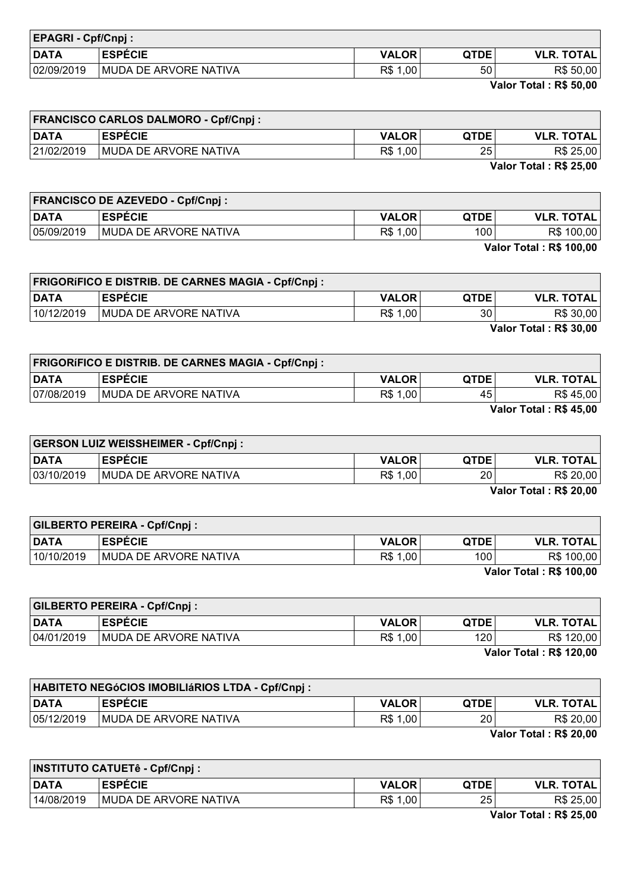| EPAGRI - Cpf/Cnpj : | | | | |
|---|---|---|---|---|
| **DATA** | **ESPÉCIE** | **VALOR** | **QTDE** | **VLR. TOTAL** |
| 02/09/2019 | MUDA DE ARVORE NATIVA | R$ 1,00 | 50 | R$ 50,00 |

**Valor Total : R$ 50,00**

| FRANCISCO CARLOS DALMORO - Cpf/Cnpj : | | | | |
|---|---|---|---|---|
| **DATA** | **ESPÉCIE** | **VALOR** | **QTDE** | **VLR. TOTAL** |
| 21/02/2019 | MUDA DE ARVORE NATIVA | R$ 1,00 | 25 | R$ 25,00 |

**Valor Total : R$ 25,00**

| FRANCISCO DE AZEVEDO - Cpf/Cnpj : | | | | |
|---|---|---|---|---|
| **DATA** | **ESPÉCIE** | **VALOR** | **QTDE** | **VLR. TOTAL** |
| 05/09/2019 | MUDA DE ARVORE NATIVA | R$ 1,00 | 100 | R$ 100,00 |

**Valor Total : R$ 100,00**

| FRIGORíFICO E DISTRIB. DE CARNES MAGIA - Cpf/Cnpj : | | | | |
|---|---|---|---|---|
| **DATA** | **ESPÉCIE** | **VALOR** | **QTDE** | **VLR. TOTAL** |
| 10/12/2019 | MUDA DE ARVORE NATIVA | R$ 1,00 | 30 | R$ 30,00 |

**Valor Total : R$ 30,00**

| FRIGORíFICO E DISTRIB. DE CARNES MAGIA - Cpf/Cnpj : | | | | |
|---|---|---|---|---|
| **DATA** | **ESPÉCIE** | **VALOR** | **QTDE** | **VLR. TOTAL** |
| 07/08/2019 | MUDA DE ARVORE NATIVA | R$ 1,00 | 45 | R$ 45,00 |

**Valor Total : R$ 45,00**

| GERSON LUIZ WEISSHEIMER - Cpf/Cnpj : | | | | |
|---|---|---|---|---|
| **DATA** | **ESPÉCIE** | **VALOR** | **QTDE** | **VLR. TOTAL** |
| 03/10/2019 | MUDA DE ARVORE NATIVA | R$ 1,00 | 20 | R$ 20,00 |

**Valor Total : R$ 20,00**

| GILBERTO PEREIRA - Cpf/Cnpj : | | | | |
|---|---|---|---|---|
| **DATA** | **ESPÉCIE** | **VALOR** | **QTDE** | **VLR. TOTAL** |
| 10/10/2019 | MUDA DE ARVORE NATIVA | R$ 1,00 | 100 | R$ 100,00 |

**Valor Total : R$ 100,00**

| GILBERTO PEREIRA - Cpf/Cnpj : | | | | |
|---|---|---|---|---|
| **DATA** | **ESPÉCIE** | **VALOR** | **QTDE** | **VLR. TOTAL** |
| 04/01/2019 | MUDA DE ARVORE NATIVA | R$ 1,00 | 120 | R$ 120,00 |

**Valor Total : R$ 120,00**

| HABITETO NEGóCIOS IMOBILIáRIOS LTDA - Cpf/Cnpj : | | | | |
|---|---|---|---|---|
| **DATA** | **ESPÉCIE** | **VALOR** | **QTDE** | **VLR. TOTAL** |
| 05/12/2019 | MUDA DE ARVORE NATIVA | R$ 1,00 | 20 | R$ 20,00 |

**Valor Total : R$ 20,00**

| INSTITUTO CATUETê - Cpf/Cnpj : | | | | |
|---|---|---|---|---|
| **DATA** | **ESPÉCIE** | **VALOR** | **QTDE** | **VLR. TOTAL** |
| 14/08/2019 | MUDA DE ARVORE NATIVA | R$ 1,00 | 25 | R$ 25,00 |

**Valor Total : R$ 25,00**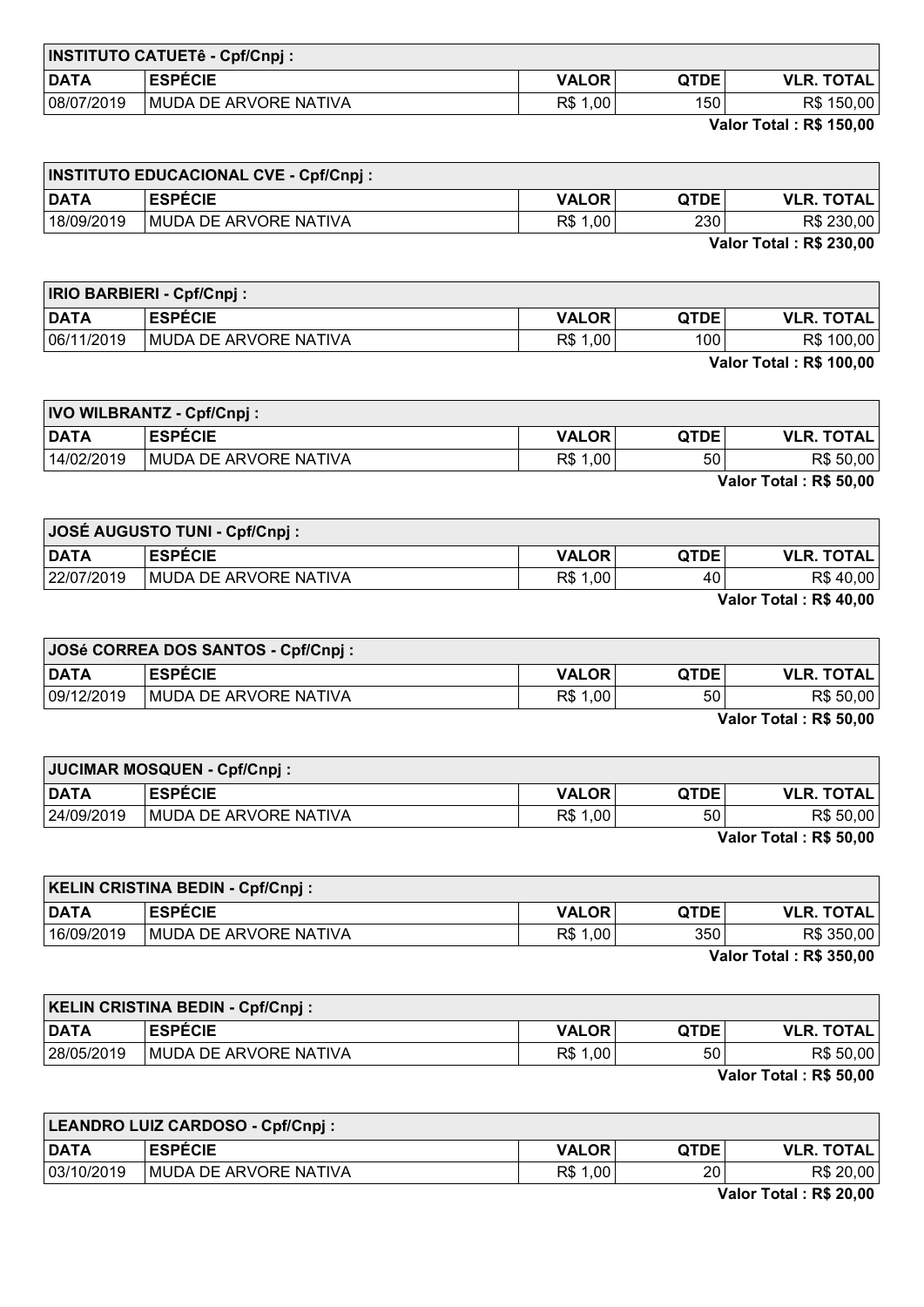| INSTITUTO CATUETê - Cpf/Cnpj : | | | | |
|---|---|---|---|---|
| **DATA** | **ESPÉCIE** | **VALOR** | **QTDE** | **VLR. TOTAL** |
| 08/07/2019 | MUDA DE ARVORE NATIVA | R$ 1,00 | 150 | R$ 150,00 |

**Valor Total : R$ 150,00**

| INSTITUTO EDUCACIONAL CVE - Cpf/Cnpj : | | | | |
|---|---|---|---|---|
| **DATA** | **ESPÉCIE** | **VALOR** | **QTDE** | **VLR. TOTAL** |
| 18/09/2019 | MUDA DE ARVORE NATIVA | R$ 1,00 | 230 | R$ 230,00 |

**Valor Total : R$ 230,00**

| IRIO BARBIERI - Cpf/Cnpj : | | | | |
|---|---|---|---|---|
| **DATA** | **ESPÉCIE** | **VALOR** | **QTDE** | **VLR. TOTAL** |
| 06/11/2019 | MUDA DE ARVORE NATIVA | R$ 1,00 | 100 | R$ 100,00 |

**Valor Total : R$ 100,00**

| IVO WILBRANTZ - Cpf/Cnpj : | | | | |
|---|---|---|---|---|
| **DATA** | **ESPÉCIE** | **VALOR** | **QTDE** | **VLR. TOTAL** |
| 14/02/2019 | MUDA DE ARVORE NATIVA | R$ 1,00 | 50 | R$ 50,00 |

**Valor Total : R$ 50,00**

| JOSÉ AUGUSTO TUNI - Cpf/Cnpj : | | | | |
|---|---|---|---|---|
| **DATA** | **ESPÉCIE** | **VALOR** | **QTDE** | **VLR. TOTAL** |
| 22/07/2019 | MUDA DE ARVORE NATIVA | R$ 1,00 | 40 | R$ 40,00 |

**Valor Total : R$ 40,00**

| JOSé CORREA DOS SANTOS - Cpf/Cnpj : | | | | |
|---|---|---|---|---|
| **DATA** | **ESPÉCIE** | **VALOR** | **QTDE** | **VLR. TOTAL** |
| 09/12/2019 | MUDA DE ARVORE NATIVA | R$ 1,00 | 50 | R$ 50,00 |

**Valor Total : R$ 50,00**

| JUCIMAR MOSQUEN - Cpf/Cnpj : | | | | |
|---|---|---|---|---|
| **DATA** | **ESPÉCIE** | **VALOR** | **QTDE** | **VLR. TOTAL** |
| 24/09/2019 | MUDA DE ARVORE NATIVA | R$ 1,00 | 50 | R$ 50,00 |

**Valor Total : R$ 50,00**

| KELIN CRISTINA BEDIN - Cpf/Cnpj : | | | | |
|---|---|---|---|---|
| **DATA** | **ESPÉCIE** | **VALOR** | **QTDE** | **VLR. TOTAL** |
| 16/09/2019 | MUDA DE ARVORE NATIVA | R$ 1,00 | 350 | R$ 350,00 |

**Valor Total : R$ 350,00**

| KELIN CRISTINA BEDIN - Cpf/Cnpj : | | | | |
|---|---|---|---|---|
| **DATA** | **ESPÉCIE** | **VALOR** | **QTDE** | **VLR. TOTAL** |
| 28/05/2019 | MUDA DE ARVORE NATIVA | R$ 1,00 | 50 | R$ 50,00 |

**Valor Total : R$ 50,00**

| LEANDRO LUIZ CARDOSO - Cpf/Cnpj : | | | | |
|---|---|---|---|---|
| **DATA** | **ESPÉCIE** | **VALOR** | **QTDE** | **VLR. TOTAL** |
| 03/10/2019 | MUDA DE ARVORE NATIVA | R$ 1,00 | 20 | R$ 20,00 |

**Valor Total : R$ 20,00**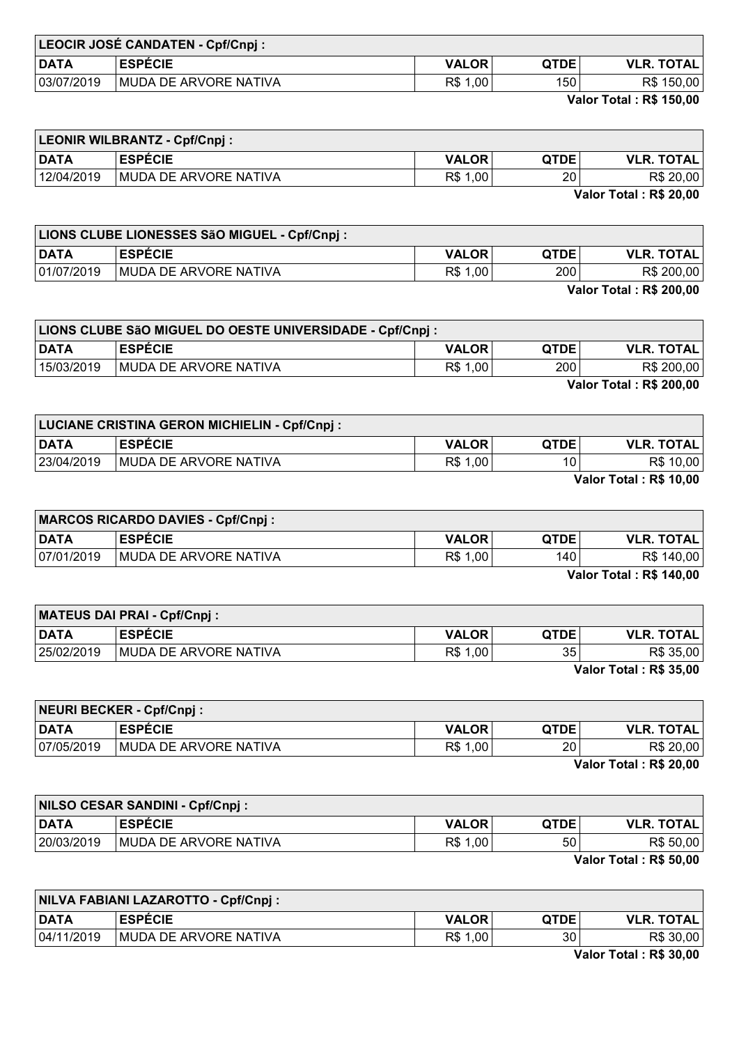| LEOCIR JOSÉ CANDATEN - Cpf/Cnpj : | | | | |
|---|---|---|---|---|
| **DATA** | **ESPÉCIE** | **VALOR** | **QTDE** | **VLR. TOTAL** |
| 03/07/2019 | MUDA DE ARVORE NATIVA | R$ 1,00 | 150 | R$ 150,00 |

**Valor Total : R$ 150,00**

| LEONIR WILBRANTZ - Cpf/Cnpj : | | | | |
|---|---|---|---|---|
| **DATA** | **ESPÉCIE** | **VALOR** | **QTDE** | **VLR. TOTAL** |
| 12/04/2019 | MUDA DE ARVORE NATIVA | R$ 1,00 | 20 | R$ 20,00 |

**Valor Total : R$ 20,00**

| LIONS CLUBE LIONESSES SãO MIGUEL - Cpf/Cnpj : | | | | |
|---|---|---|---|---|
| **DATA** | **ESPÉCIE** | **VALOR** | **QTDE** | **VLR. TOTAL** |
| 01/07/2019 | MUDA DE ARVORE NATIVA | R$ 1,00 | 200 | R$ 200,00 |

**Valor Total : R$ 200,00**

| LIONS CLUBE SãO MIGUEL DO OESTE UNIVERSIDADE - Cpf/Cnpj : | | | | |
|---|---|---|---|---|
| **DATA** | **ESPÉCIE** | **VALOR** | **QTDE** | **VLR. TOTAL** |
| 15/03/2019 | MUDA DE ARVORE NATIVA | R$ 1,00 | 200 | R$ 200,00 |

**Valor Total : R$ 200,00**

| LUCIANE CRISTINA GERON MICHIELIN - Cpf/Cnpj : | | | | |
|---|---|---|---|---|
| **DATA** | **ESPÉCIE** | **VALOR** | **QTDE** | **VLR. TOTAL** |
| 23/04/2019 | MUDA DE ARVORE NATIVA | R$ 1,00 | 10 | R$ 10,00 |

**Valor Total : R$ 10,00**

| MARCOS RICARDO DAVIES - Cpf/Cnpj : | | | | |
|---|---|---|---|---|
| **DATA** | **ESPÉCIE** | **VALOR** | **QTDE** | **VLR. TOTAL** |
| 07/01/2019 | MUDA DE ARVORE NATIVA | R$ 1,00 | 140 | R$ 140,00 |

**Valor Total : R$ 140,00**

| MATEUS DAI PRAI - Cpf/Cnpj : | | | | |
|---|---|---|---|---|
| **DATA** | **ESPÉCIE** | **VALOR** | **QTDE** | **VLR. TOTAL** |
| 25/02/2019 | MUDA DE ARVORE NATIVA | R$ 1,00 | 35 | R$ 35,00 |

**Valor Total : R$ 35,00**

| NEURI BECKER - Cpf/Cnpj : | | | | |
|---|---|---|---|---|
| **DATA** | **ESPÉCIE** | **VALOR** | **QTDE** | **VLR. TOTAL** |
| 07/05/2019 | MUDA DE ARVORE NATIVA | R$ 1,00 | 20 | R$ 20,00 |

**Valor Total : R$ 20,00**

| NILSO CESAR SANDINI - Cpf/Cnpj : | | | | |
|---|---|---|---|---|
| **DATA** | **ESPÉCIE** | **VALOR** | **QTDE** | **VLR. TOTAL** |
| 20/03/2019 | MUDA DE ARVORE NATIVA | R$ 1,00 | 50 | R$ 50,00 |

**Valor Total : R$ 50,00**

| NILVA FABIANI LAZAROTTO - Cpf/Cnpj : | | | | |
|---|---|---|---|---|
| **DATA** | **ESPÉCIE** | **VALOR** | **QTDE** | **VLR. TOTAL** |
| 04/11/2019 | MUDA DE ARVORE NATIVA | R$ 1,00 | 30 | R$ 30,00 |

**Valor Total : R$ 30,00**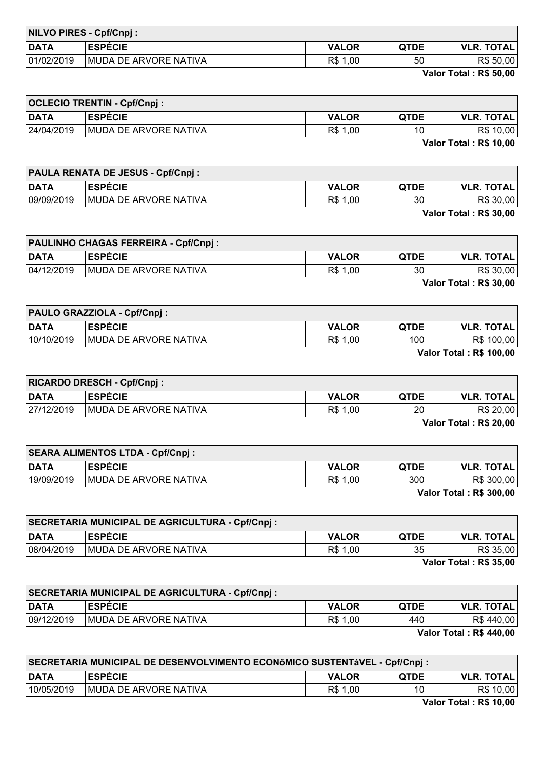| NILVO PIRES - Cpf/Cnpj : | | | | |
|---|---|---|---|---|
| **DATA** | **ESPÉCIE** | **VALOR** | **QTDE** | **VLR. TOTAL** |
| 01/02/2019 | MUDA DE ARVORE NATIVA | R$ 1,00 | 50 | R$ 50,00 |

**Valor Total : R$ 50,00**

| OCLECIO TRENTIN - Cpf/Cnpj : | | | | |
|---|---|---|---|---|
| **DATA** | **ESPÉCIE** | **VALOR** | **QTDE** | **VLR. TOTAL** |
| 24/04/2019 | MUDA DE ARVORE NATIVA | R$ 1,00 | 10 | R$ 10,00 |

**Valor Total : R$ 10,00**

| PAULA RENATA DE JESUS - Cpf/Cnpj : | | | | |
|---|---|---|---|---|
| **DATA** | **ESPÉCIE** | **VALOR** | **QTDE** | **VLR. TOTAL** |
| 09/09/2019 | MUDA DE ARVORE NATIVA | R$ 1,00 | 30 | R$ 30,00 |

**Valor Total : R$ 30,00**

| PAULINHO CHAGAS FERREIRA - Cpf/Cnpj : | | | | |
|---|---|---|---|---|
| **DATA** | **ESPÉCIE** | **VALOR** | **QTDE** | **VLR. TOTAL** |
| 04/12/2019 | MUDA DE ARVORE NATIVA | R$ 1,00 | 30 | R$ 30,00 |

**Valor Total : R$ 30,00**

| PAULO GRAZZIOLA - Cpf/Cnpj : | | | | |
|---|---|---|---|---|
| **DATA** | **ESPÉCIE** | **VALOR** | **QTDE** | **VLR. TOTAL** |
| 10/10/2019 | MUDA DE ARVORE NATIVA | R$ 1,00 | 100 | R$ 100,00 |

**Valor Total : R$ 100,00**

| RICARDO DRESCH - Cpf/Cnpj : | | | | |
|---|---|---|---|---|
| **DATA** | **ESPÉCIE** | **VALOR** | **QTDE** | **VLR. TOTAL** |
| 27/12/2019 | MUDA DE ARVORE NATIVA | R$ 1,00 | 20 | R$ 20,00 |

**Valor Total : R$ 20,00**

| SEARA ALIMENTOS LTDA - Cpf/Cnpj : | | | | |
|---|---|---|---|---|
| **DATA** | **ESPÉCIE** | **VALOR** | **QTDE** | **VLR. TOTAL** |
| 19/09/2019 | MUDA DE ARVORE NATIVA | R$ 1,00 | 300 | R$ 300,00 |

**Valor Total : R$ 300,00**

| SECRETARIA MUNICIPAL DE AGRICULTURA - Cpf/Cnpj : | | | | |
|---|---|---|---|---|
| **DATA** | **ESPÉCIE** | **VALOR** | **QTDE** | **VLR. TOTAL** |
| 08/04/2019 | MUDA DE ARVORE NATIVA | R$ 1,00 | 35 | R$ 35,00 |

**Valor Total : R$ 35,00**

| SECRETARIA MUNICIPAL DE AGRICULTURA - Cpf/Cnpj : | | | | |
|---|---|---|---|---|
| **DATA** | **ESPÉCIE** | **VALOR** | **QTDE** | **VLR. TOTAL** |
| 09/12/2019 | MUDA DE ARVORE NATIVA | R$ 1,00 | 440 | R$ 440,00 |

**Valor Total : R$ 440,00**

| SECRETARIA MUNICIPAL DE DESENVOLVIMENTO ECONôMICO SUSTENTáVEL - Cpf/Cnpj : | | | | |
|---|---|---|---|---|
| **DATA** | **ESPÉCIE** | **VALOR** | **QTDE** | **VLR. TOTAL** |
| 10/05/2019 | MUDA DE ARVORE NATIVA | R$ 1,00 | 10 | R$ 10,00 |

**Valor Total : R$ 10,00**